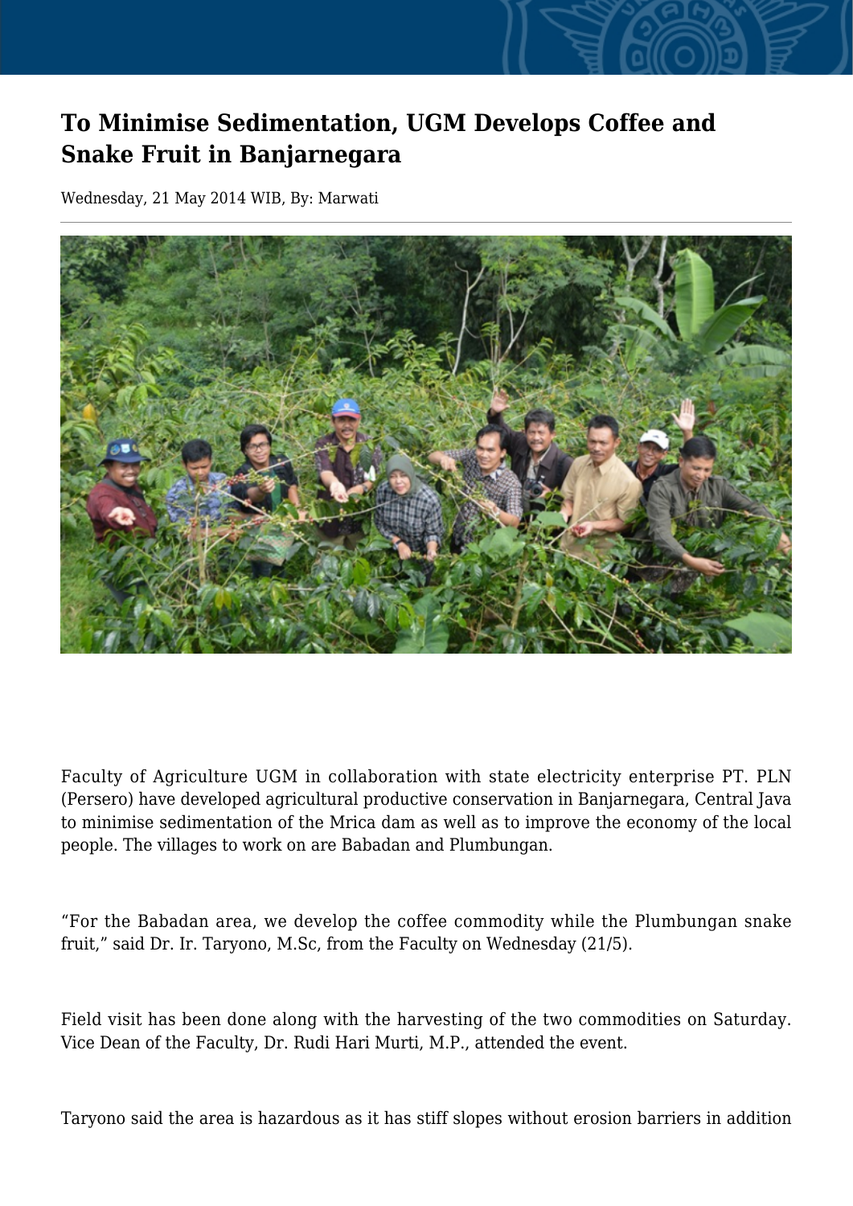# To Minimise Sedimentation, UGM Develops Coffee and Snake Fruit in Banjarnegara

Wednesday, 21 May 2014 WIB, By: Marwati

Faculty of Agriculture UGM in collaboration with state electricity enterprise PT. PLN (Persero) have developed agricultural productive conservation in Banjarnegara, Central Java to minimise sedimentation of the Mrica dam as well as to improve the economy of the local people. The villages to work on are Babadan and Plumbungan.

"For the Babadan area, we develop the coffee commodity while the Plumbungan snake fruit," said Dr. Ir. Taryono, M.Sc, from the Faculty on Wednesday (21/5).

Field visit has been done along with the harvesting of the two commodities on Saturday. Vice Dean of the Faculty, Dr. Rudi Hari Murti, M.P., attended the event.

Taryono said the area is hazardous as it has stiff slopes without erosion barriers in addition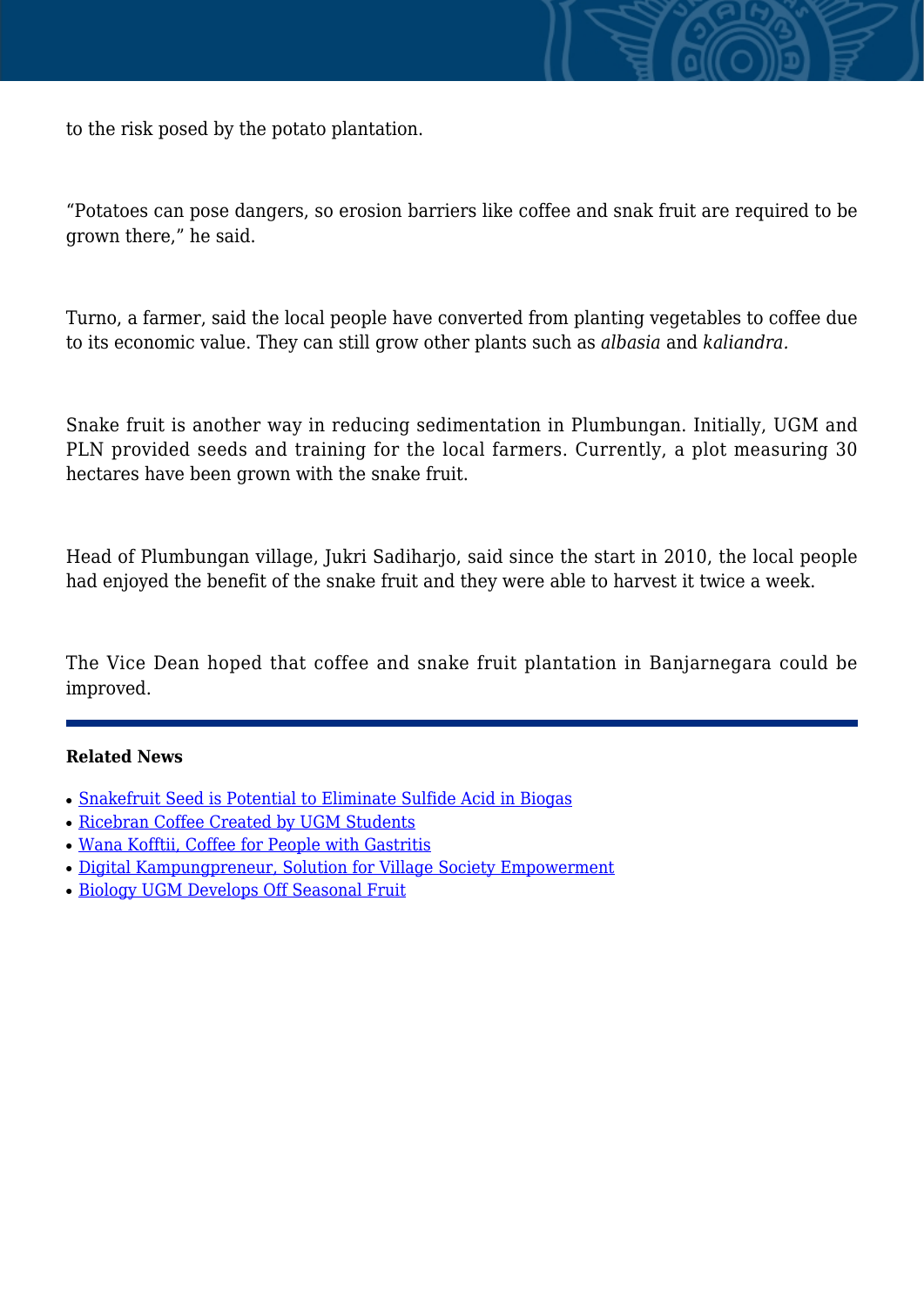to the risk posed by the potato plantation.

"Potatoes can pose dangers, so erosion barriers like coffee and snak fruit are required to be grown there," he said.

Turno, a farmer, said the local people have converted from planting vegetables to coffee due to its economic value. They can still grow other plants such as *albasia* and *kaliandra*.

Snake fruit is another way in reducing sedimentation in Plumbungan. Initially, UGM and PLN provided seeds and training for the local farmers. Currently, a plot measuring 30 hectares have been grown with the snake fruit.

Head of Plumbungan village, Jukri Sadiharjo, said since the start in 2010, the local people had enjoyed the benefit of the snake fruit and they were able to harvest it twice a week.

The Vice Dean hoped that coffee and snake fruit plantation in Banjarnegara could be improved.

---

**Related News**

- Snakefruit Seed is Potential to Eliminate Sulfide Acid in Biogas
- Ricebran Coffee Created by UGM Students
- Wana Kofftii, Coffee for People with Gastritis
- Digital Kampungpreneur, Solution for Village Society Empowerment
- Biology UGM Develops Off Seasonal Fruit